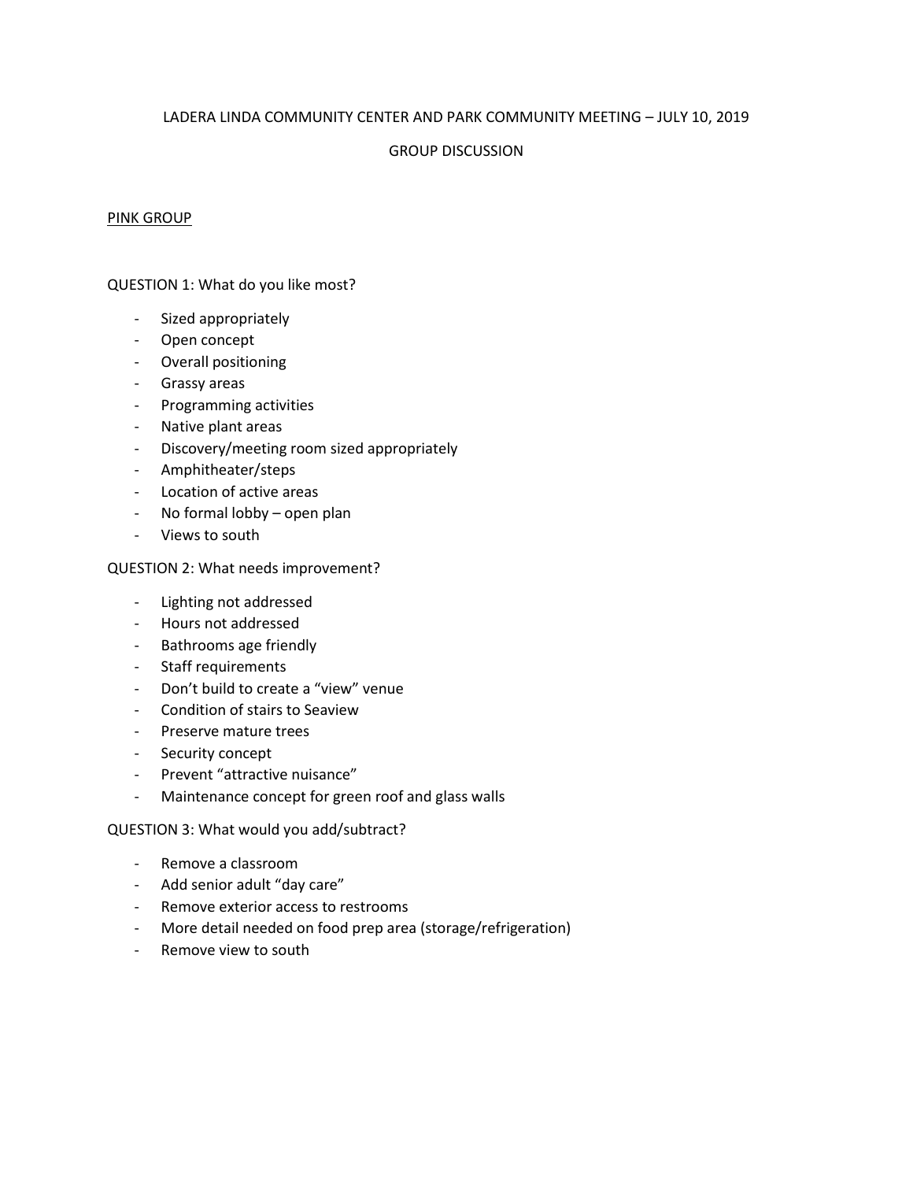# LADERA LINDA COMMUNITY CENTER AND PARK COMMUNITY MEETING – JULY 10, 2019

## GROUP DISCUSSION

### PINK GROUP

QUESTION 1: What do you like most?

- Sized appropriately
- Open concept
- Overall positioning
- Grassy areas
- Programming activities
- Native plant areas
- Discovery/meeting room sized appropriately
- Amphitheater/steps
- Location of active areas
- No formal lobby – open plan
- Views to south

QUESTION 2: What needs improvement?

- Lighting not addressed
- Hours not addressed
- Bathrooms age friendly
- Staff requirements
- Don't build to create a "view" venue
- Condition of stairs to Seaview
- Preserve mature trees
- Security concept
- Prevent "attractive nuisance"
- Maintenance concept for green roof and glass walls

QUESTION 3: What would you add/subtract?

- Remove a classroom
- Add senior adult "day care"
- Remove exterior access to restrooms
- More detail needed on food prep area (storage/refrigeration)
- Remove view to south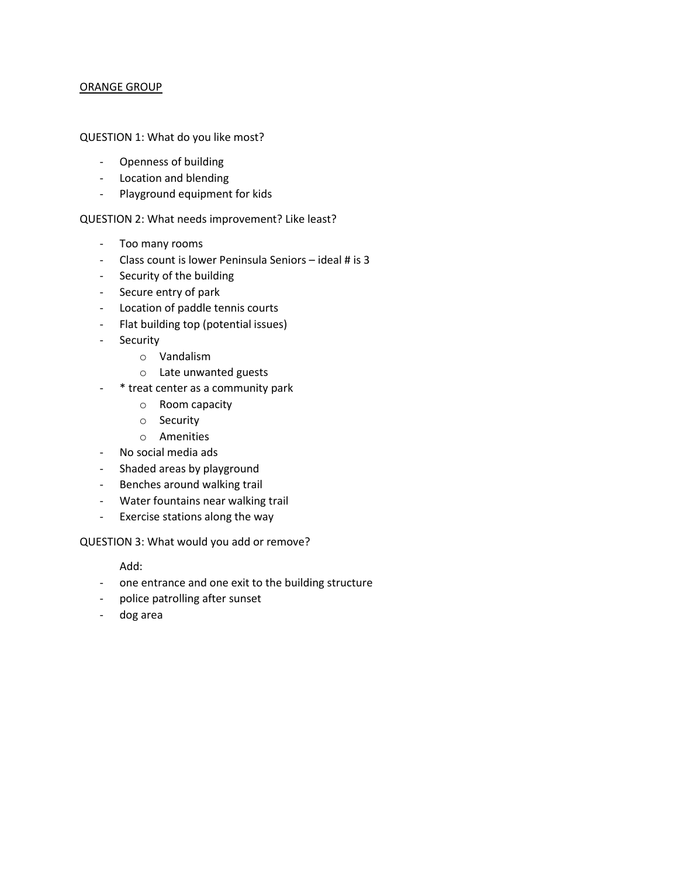<u>ORANGE GROUP</u>

QUESTION 1: What do you like most?

- Openness of building
- Location and blending
- Playground equipment for kids

QUESTION 2: What needs improvement? Like least?

- Too many rooms
- Class count is lower Peninsula Seniors – ideal # is 3
- Security of the building
- Secure entry of park
- Location of paddle tennis courts
- Flat building top (potential issues)
- Security
  - Vandalism
  - Late unwanted guests
- * treat center as a community park
  - Room capacity
  - Security
  - Amenities
- No social media ads
- Shaded areas by playground
- Benches around walking trail
- Water fountains near walking trail
- Exercise stations along the way

QUESTION 3: What would you add or remove?

Add:

- one entrance and one exit to the building structure
- police patrolling after sunset
- dog area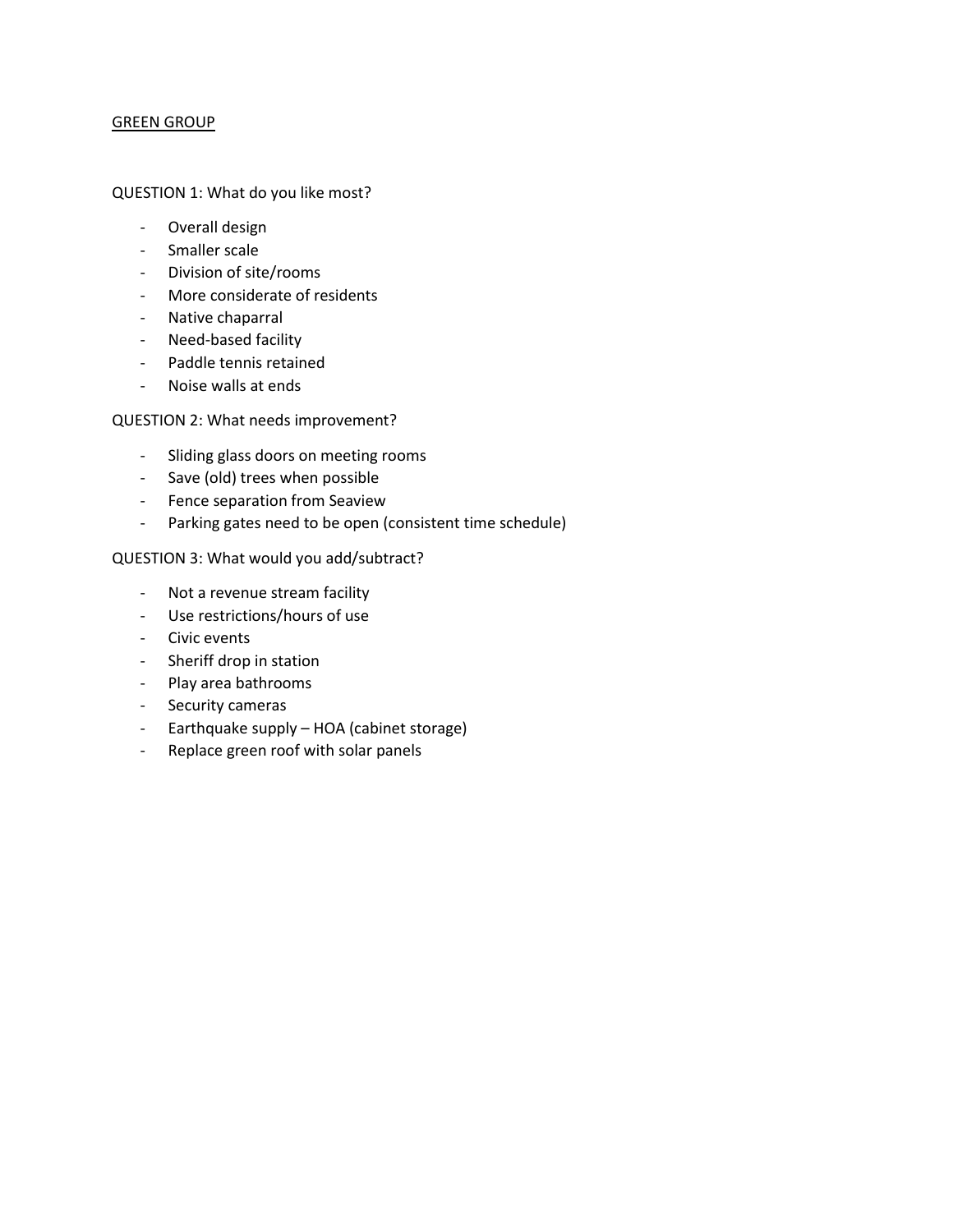GREEN GROUP

QUESTION 1: What do you like most?

- Overall design
- Smaller scale
- Division of site/rooms
- More considerate of residents
- Native chaparral
- Need-based facility
- Paddle tennis retained
- Noise walls at ends

QUESTION 2: What needs improvement?

- Sliding glass doors on meeting rooms
- Save (old) trees when possible
- Fence separation from Seaview
- Parking gates need to be open (consistent time schedule)

QUESTION 3: What would you add/subtract?

- Not a revenue stream facility
- Use restrictions/hours of use
- Civic events
- Sheriff drop in station
- Play area bathrooms
- Security cameras
- Earthquake supply – HOA (cabinet storage)
- Replace green roof with solar panels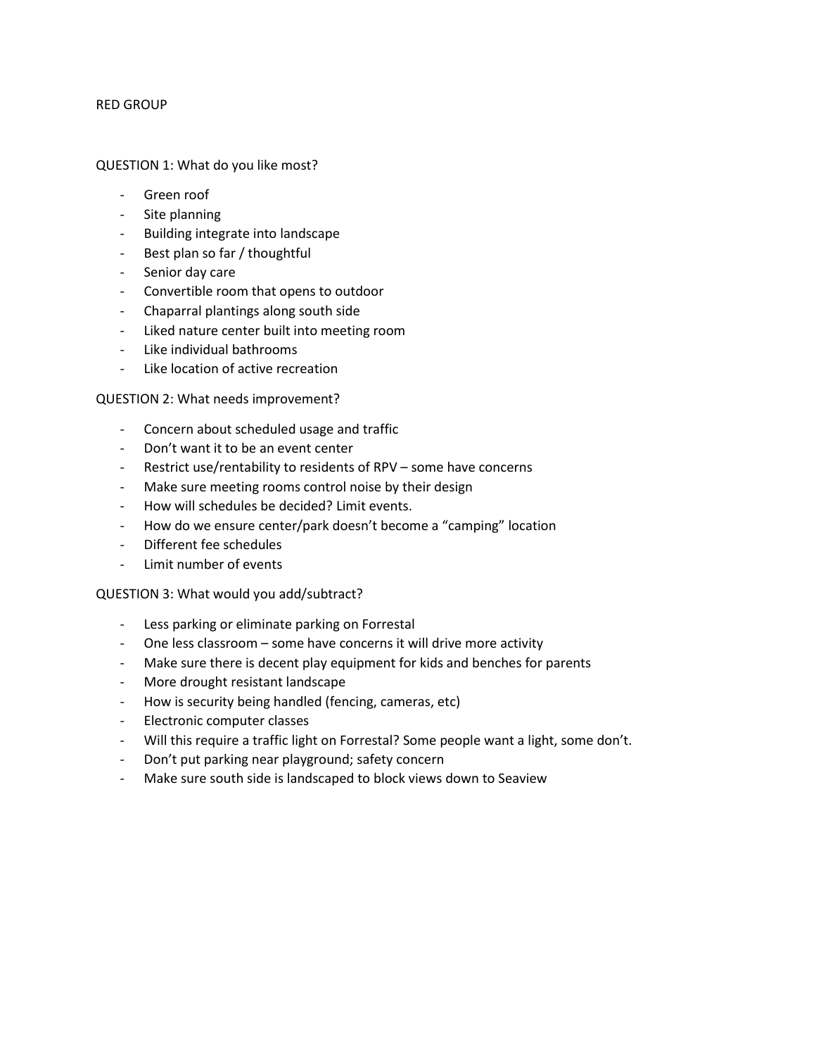RED GROUP

QUESTION 1: What do you like most?

- Green roof
- Site planning
- Building integrate into landscape
- Best plan so far / thoughtful
- Senior day care
- Convertible room that opens to outdoor
- Chaparral plantings along south side
- Liked nature center built into meeting room
- Like individual bathrooms
- Like location of active recreation

QUESTION 2: What needs improvement?

- Concern about scheduled usage and traffic
- Don't want it to be an event center
- Restrict use/rentability to residents of RPV – some have concerns
- Make sure meeting rooms control noise by their design
- How will schedules be decided? Limit events.
- How do we ensure center/park doesn't become a "camping" location
- Different fee schedules
- Limit number of events

QUESTION 3: What would you add/subtract?

- Less parking or eliminate parking on Forrestal
- One less classroom – some have concerns it will drive more activity
- Make sure there is decent play equipment for kids and benches for parents
- More drought resistant landscape
- How is security being handled (fencing, cameras, etc)
- Electronic computer classes
- Will this require a traffic light on Forrestal? Some people want a light, some don't.
- Don't put parking near playground; safety concern
- Make sure south side is landscaped to block views down to Seaview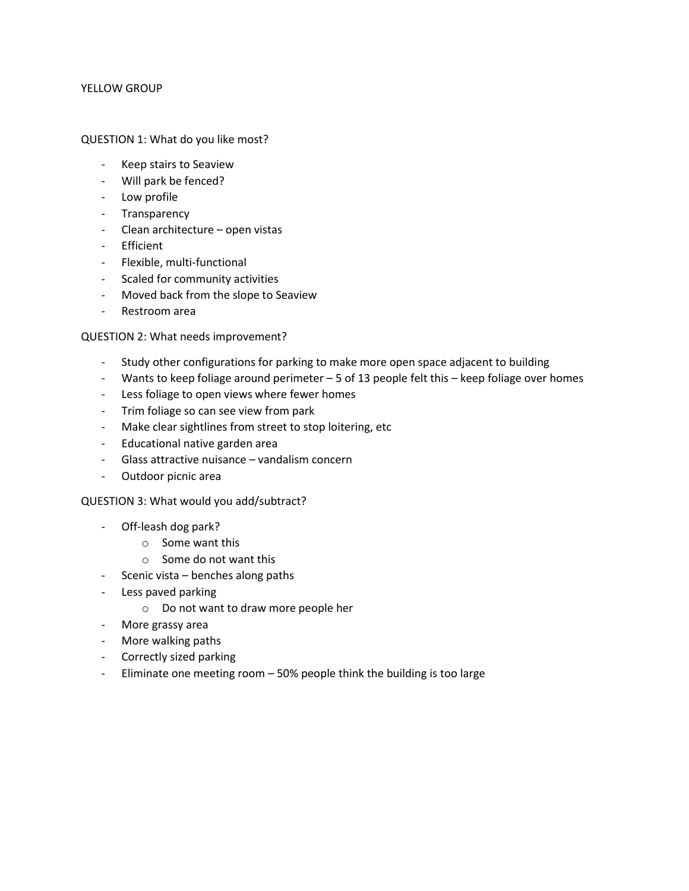YELLOW GROUP

QUESTION 1: What do you like most?

- Keep stairs to Seaview
- Will park be fenced?
- Low profile
- Transparency
- Clean architecture – open vistas
- Efficient
- Flexible, multi-functional
- Scaled for community activities
- Moved back from the slope to Seaview
- Restroom area

QUESTION 2: What needs improvement?

- Study other configurations for parking to make more open space adjacent to building
- Wants to keep foliage around perimeter – 5 of 13 people felt this – keep foliage over homes
- Less foliage to open views where fewer homes
- Trim foliage so can see view from park
- Make clear sightlines from street to stop loitering, etc
- Educational native garden area
- Glass attractive nuisance – vandalism concern
- Outdoor picnic area

QUESTION 3: What would you add/subtract?

- Off-leash dog park?
  - Some want this
  - Some do not want this
- Scenic vista – benches along paths
- Less paved parking
  - Do not want to draw more people her
- More grassy area
- More walking paths
- Correctly sized parking
- Eliminate one meeting room – 50% people think the building is too large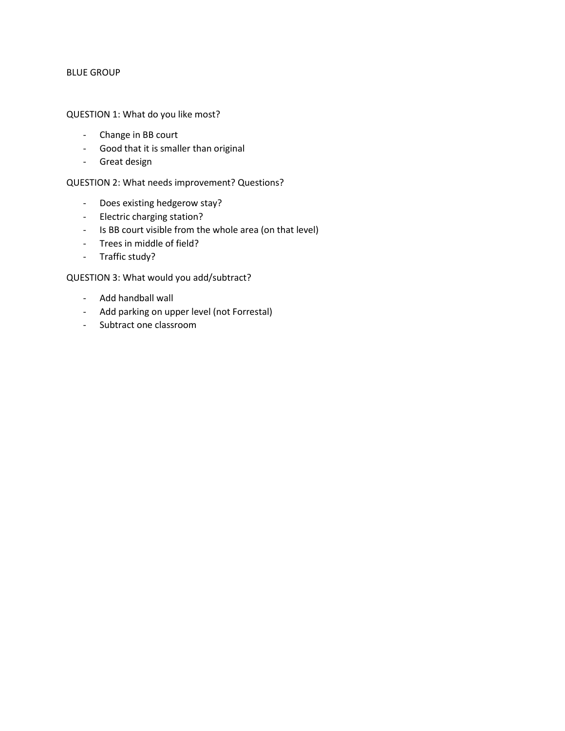BLUE GROUP

QUESTION 1: What do you like most?

- Change in BB court
- Good that it is smaller than original
- Great design

QUESTION 2: What needs improvement? Questions?

- Does existing hedgerow stay?
- Electric charging station?
- Is BB court visible from the whole area (on that level)
- Trees in middle of field?
- Traffic study?

QUESTION 3: What would you add/subtract?

- Add handball wall
- Add parking on upper level (not Forrestal)
- Subtract one classroom